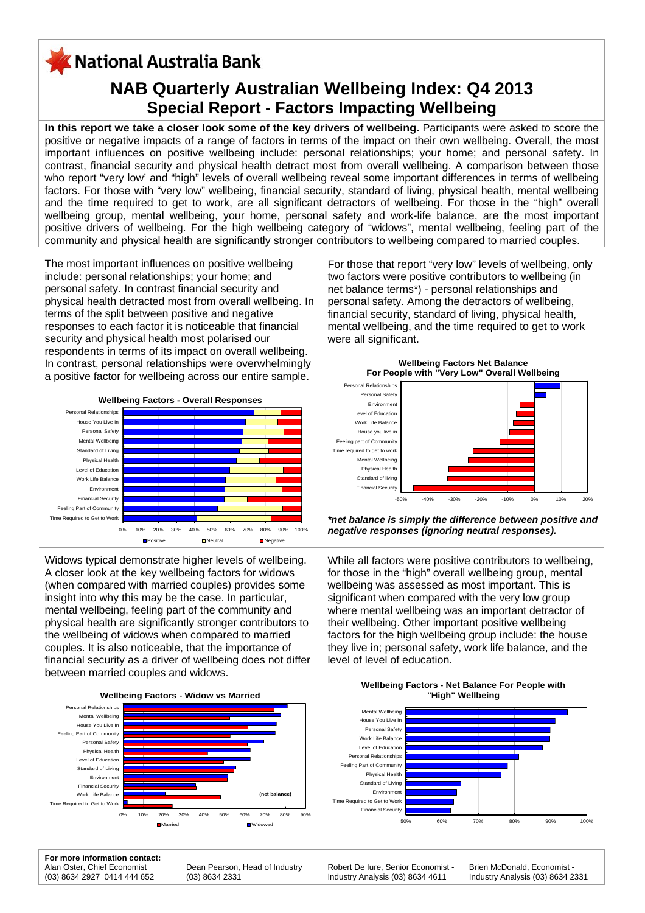National Australia Bank

# NAB Quarterly Australian Wellbeing Index: Q4 2013
## Special Report - Factors Impacting Wellbeing

**In this report we take a closer look some of the key drivers of wellbeing.** Participants were asked to score the positive or negative impacts of a range of factors in terms of the impact on their own wellbeing. Overall, the most important influences on positive wellbeing include: personal relationships; your home; and personal safety. In contrast, financial security and physical health detract most from overall wellbeing. A comparison between those who report "very low' and "high" levels of overall wellbeing reveal some important differences in terms of wellbeing factors. For those with "very low" wellbeing, financial security, standard of living, physical health, mental wellbeing and the time required to get to work, are all significant detractors of wellbeing. For those in the "high" overall wellbeing group, mental wellbeing, your home, personal safety and work-life balance, are the most important positive drivers of wellbeing. For the high wellbeing category of "widows", mental wellbeing, feeling part of the community and physical health are significantly stronger contributors to wellbeing compared to married couples.

The most important influences on positive wellbeing include: personal relationships; your home; and personal safety. In contrast financial security and physical health detracted most from overall wellbeing. In terms of the split between positive and negative responses to each factor it is noticeable that financial security and physical health most polarised our respondents in terms of its impact on overall wellbeing. In contrast, personal relationships were overwhelmingly a positive factor for wellbeing across our entire sample.

**Wellbeing Factors - Overall Responses**

Personal Relationships
House You Live In
Personal Safety
Mental Wellbeing
Standard of Living
Physical Health
Level of Education
Work Life Balance
Environment
Financial Security
Feeling Part of Community
Time Required to Get to Work

0% 10% 20% 30% 40% 50% 60% 70% 80% 90% 100%

Positive Neutral Negative

For those that report "very low" levels of wellbeing, only two factors were positive contributors to wellbeing (in net balance terms*) - personal relationships and personal safety. Among the detractors of wellbeing, financial security, standard of living, physical health, mental wellbeing, and the time required to get to work were all significant.

**Wellbeing Factors Net Balance For People with "Very Low" Overall Wellbeing**

Personal Relationships
Personal Safety
Environment
Level of Education
Work Life Balance
House you live in
Feeling part of Community
Time required to get to work
Mental Wellbeing
Physical Health
Standard of living
Financial Security

-50% -40% -30% -20% -10% 0% 10% 20%

***net balance is simply the difference between positive and negative responses (ignoring neutral responses).***

Widows typical demonstrate higher levels of wellbeing. A closer look at the key wellbeing factors for widows (when compared with married couples) provides some insight into why this may be the case. In particular, mental wellbeing, feeling part of the community and physical health are significantly stronger contributors to the wellbeing of widows when compared to married couples. It is also noticeable, that the importance of financial security as a driver of wellbeing does not differ between married couples and widows.

**Wellbeing Factors - Widow vs Married**

Personal Relationships
Mental Wellbeing
House You Live In
Feeling Part of Community
Personal Safety
Physical Health
Level of Education
Standard of Living
Environment
Financial Security
Work Life Balance
Time Required to Get to Work

(net balance)

0% 10% 20% 30% 40% 50% 60% 70% 80% 90%

Married Widowed

While all factors were positive contributors to wellbeing, for those in the "high" overall wellbeing group, mental wellbeing was assessed as most important. This is significant when compared with the very low group where mental wellbeing was an important detractor of their wellbeing. Other important positive wellbeing factors for the high wellbeing group include: the house they live in; personal safety, work life balance, and the level of level of education.

**Wellbeing Factors - Net Balance For People with "High" Wellbeing**

Mental Wellbeing
House You Live In
Personal Safety
Work Life Balance
Level of Education
Personal Relationships
Feeling Part of Community
Physical Health
Standard of Living
Environment
Time Required to Get to Work
Financial Security

50% 60% 70% 80% 90% 100%

**For more information contact:**

Alan Oster, Chief Economist
(03) 8634 2927 0414 444 652

Dean Pearson, Head of Industry
(03) 8634 2331

Robert De Iure, Senior Economist - Industry Analysis (03) 8634 4611

Brien McDonald, Economist - Industry Analysis (03) 8634 2331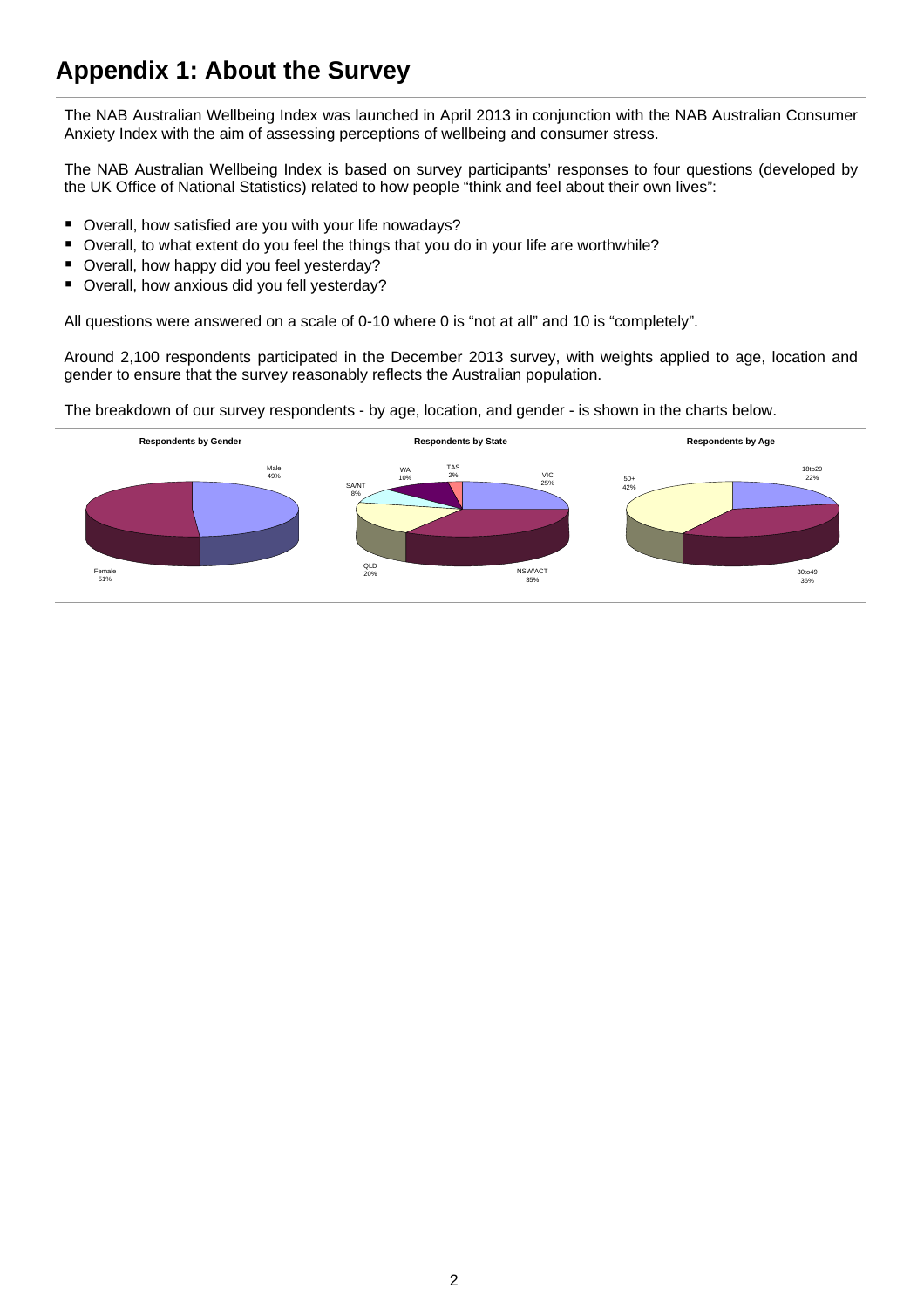# Appendix 1: About the Survey

The NAB Australian Wellbeing Index was launched in April 2013 in conjunction with the NAB Australian Consumer Anxiety Index with the aim of assessing perceptions of wellbeing and consumer stress.

The NAB Australian Wellbeing Index is based on survey participants' responses to four questions (developed by the UK Office of National Statistics) related to how people "think and feel about their own lives":

- Overall, how satisfied are you with your life nowadays?
- Overall, to what extent do you feel the things that you do in your life are worthwhile?
- Overall, how happy did you feel yesterday?
- Overall, how anxious did you fell yesterday?

All questions were answered on a scale of 0-10 where 0 is "not at all" and 10 is "completely".

Around 2,100 respondents participated in the December 2013 survey, with weights applied to age, location and gender to ensure that the survey reasonably reflects the Australian population.

The breakdown of our survey respondents - by age, location, and gender - is shown in the charts below.

**Respondents by Gender**

Male 49%
Female 51%

**Respondents by State**

WA 10%
TAS 2%
VIC 25%
SA/NT 8%
QLD 20%
NSW/ACT 35%

**Respondents by Age**

50+ 42%
18to29 22%
30to49 36%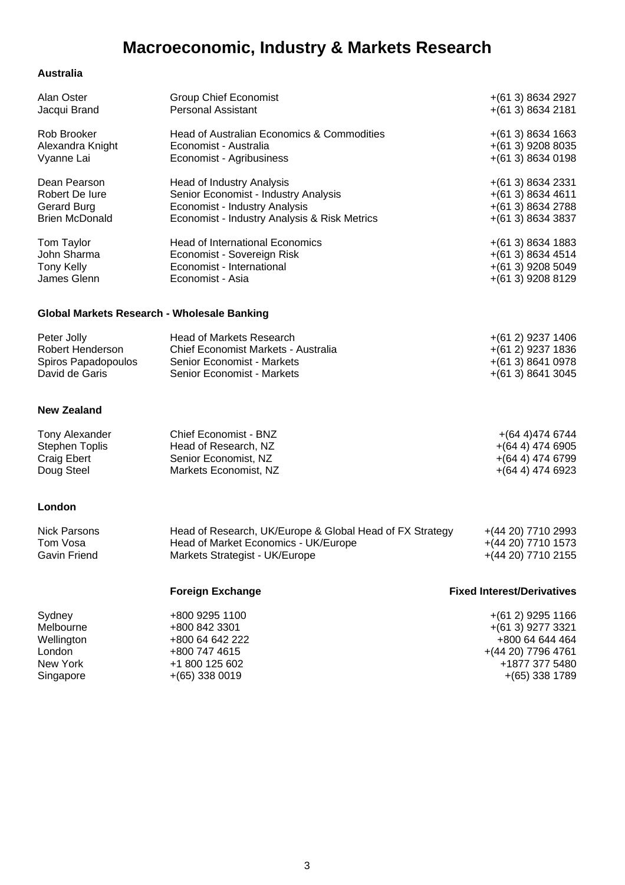# Macroeconomic, Industry & Markets Research

### Australia

| | | |
|---|---|---|
| Alan Oster | Group Chief Economist | +(61 3) 8634 2927 |
| Jacqui Brand | Personal Assistant | +(61 3) 8634 2181 |
| Rob Brooker | Head of Australian Economics & Commodities | +(61 3) 8634 1663 |
| Alexandra Knight | Economist - Australia | +(61 3) 9208 8035 |
| Vyanne Lai | Economist - Agribusiness | +(61 3) 8634 0198 |
| Dean Pearson | Head of Industry Analysis | +(61 3) 8634 2331 |
| Robert De Iure | Senior Economist - Industry Analysis | +(61 3) 8634 4611 |
| Gerard Burg | Economist - Industry Analysis | +(61 3) 8634 2788 |
| Brien McDonald | Economist - Industry Analysis & Risk Metrics | +(61 3) 8634 3837 |
| Tom Taylor | Head of International Economics | +(61 3) 8634 1883 |
| John Sharma | Economist - Sovereign Risk | +(61 3) 8634 4514 |
| Tony Kelly | Economist - International | +(61 3) 9208 5049 |
| James Glenn | Economist - Asia | +(61 3) 9208 8129 |

### Global Markets Research - Wholesale Banking

| | | |
|---|---|---|
| Peter Jolly | Head of Markets Research | +(61 2) 9237 1406 |
| Robert Henderson | Chief Economist Markets - Australia | +(61 2) 9237 1836 |
| Spiros Papadopoulos | Senior Economist - Markets | +(61 3) 8641 0978 |
| David de Garis | Senior Economist - Markets | +(61 3) 8641 3045 |

### New Zealand

| | | |
|---|---|---|
| Tony Alexander | Chief Economist - BNZ | +(64 4)474 6744 |
| Stephen Toplis | Head of Research, NZ | +(64 4) 474 6905 |
| Craig Ebert | Senior Economist, NZ | +(64 4) 474 6799 |
| Doug Steel | Markets Economist, NZ | +(64 4) 474 6923 |

### London

| | | |
|---|---|---|
| Nick Parsons | Head of Research, UK/Europe & Global Head of FX Strategy | +(44 20) 7710 2993 |
| Tom Vosa | Head of Market Economics - UK/Europe | +(44 20) 7710 1573 |
| Gavin Friend | Markets Strategist - UK/Europe | +(44 20) 7710 2155 |

| | **Foreign Exchange** | **Fixed Interest/Derivatives** |
|---|---|---|
| Sydney | +800 9295 1100 | +(61 2) 9295 1166 |
| Melbourne | +800 842 3301 | +(61 3) 9277 3321 |
| Wellington | +800 64 642 222 | +800 64 644 464 |
| London | +800 747 4615 | +(44 20) 7796 4761 |
| New York | +1 800 125 602 | +1877 377 5480 |
| Singapore | +(65) 338 0019 | +(65) 338 1789 |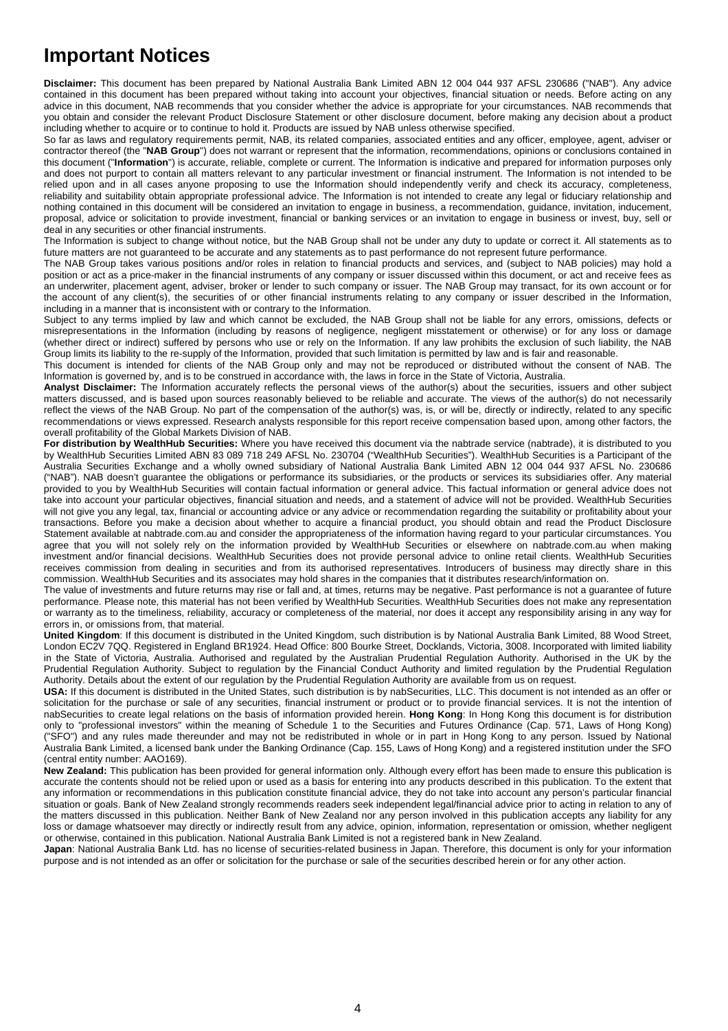# Important Notices

**Disclaimer:** This document has been prepared by National Australia Bank Limited ABN 12 004 044 937 AFSL 230686 ("NAB"). Any advice contained in this document has been prepared without taking into account your objectives, financial situation or needs. Before acting on any advice in this document, NAB recommends that you consider whether the advice is appropriate for your circumstances. NAB recommends that you obtain and consider the relevant Product Disclosure Statement or other disclosure document, before making any decision about a product including whether to acquire or to continue to hold it. Products are issued by NAB unless otherwise specified.

So far as laws and regulatory requirements permit, NAB, its related companies, associated entities and any officer, employee, agent, adviser or contractor thereof (the "**NAB Group**") does not warrant or represent that the information, recommendations, opinions or conclusions contained in this document ("**Information**") is accurate, reliable, complete or current. The Information is indicative and prepared for information purposes only and does not purport to contain all matters relevant to any particular investment or financial instrument. The Information is not intended to be relied upon and in all cases anyone proposing to use the Information should independently verify and check its accuracy, completeness, reliability and suitability obtain appropriate professional advice. The Information is not intended to create any legal or fiduciary relationship and nothing contained in this document will be considered an invitation to engage in business, a recommendation, guidance, invitation, inducement, proposal, advice or solicitation to provide investment, financial or banking services or an invitation to engage in business or invest, buy, sell or deal in any securities or other financial instruments.

The Information is subject to change without notice, but the NAB Group shall not be under any duty to update or correct it. All statements as to future matters are not guaranteed to be accurate and any statements as to past performance do not represent future performance.

The NAB Group takes various positions and/or roles in relation to financial products and services, and (subject to NAB policies) may hold a position or act as a price-maker in the financial instruments of any company or issuer discussed within this document, or act and receive fees as an underwriter, placement agent, adviser, broker or lender to such company or issuer. The NAB Group may transact, for its own account or for the account of any client(s), the securities of or other financial instruments relating to any company or issuer described in the Information, including in a manner that is inconsistent with or contrary to the Information.

Subject to any terms implied by law and which cannot be excluded, the NAB Group shall not be liable for any errors, omissions, defects or misrepresentations in the Information (including by reasons of negligence, negligent misstatement or otherwise) or for any loss or damage (whether direct or indirect) suffered by persons who use or rely on the Information. If any law prohibits the exclusion of such liability, the NAB Group limits its liability to the re-supply of the Information, provided that such limitation is permitted by law and is fair and reasonable.

This document is intended for clients of the NAB Group only and may not be reproduced or distributed without the consent of NAB. The Information is governed by, and is to be construed in accordance with, the laws in force in the State of Victoria, Australia.

**Analyst Disclaimer:** The Information accurately reflects the personal views of the author(s) about the securities, issuers and other subject matters discussed, and is based upon sources reasonably believed to be reliable and accurate. The views of the author(s) do not necessarily reflect the views of the NAB Group. No part of the compensation of the author(s) was, is, or will be, directly or indirectly, related to any specific recommendations or views expressed. Research analysts responsible for this report receive compensation based upon, among other factors, the overall profitability of the Global Markets Division of NAB.

**For distribution by WealthHub Securities:** Where you have received this document via the nabtrade service (nabtrade), it is distributed to you by WealthHub Securities Limited ABN 83 089 718 249 AFSL No. 230704 ("WealthHub Securities"). WealthHub Securities is a Participant of the Australia Securities Exchange and a wholly owned subsidiary of National Australia Bank Limited ABN 12 004 044 937 AFSL No. 230686 ("NAB"). NAB doesn't guarantee the obligations or performance its subsidiaries, or the products or services its subsidiaries offer. Any material provided to you by WealthHub Securities will contain factual information or general advice. This factual information or general advice does not take into account your particular objectives, financial situation and needs, and a statement of advice will not be provided. WealthHub Securities will not give you any legal, tax, financial or accounting advice or any advice or recommendation regarding the suitability or profitability about your transactions. Before you make a decision about whether to acquire a financial product, you should obtain and read the Product Disclosure Statement available at nabtrade.com.au and consider the appropriateness of the information having regard to your particular circumstances. You agree that you will not solely rely on the information provided by WealthHub Securities or elsewhere on nabtrade.com.au when making investment and/or financial decisions. WealthHub Securities does not provide personal advice to online retail clients. WealthHub Securities receives commission from dealing in securities and from its authorised representatives. Introducers of business may directly share in this commission. WealthHub Securities and its associates may hold shares in the companies that it distributes research/information on.

The value of investments and future returns may rise or fall and, at times, returns may be negative. Past performance is not a guarantee of future performance. Please note, this material has not been verified by WealthHub Securities. WealthHub Securities does not make any representation or warranty as to the timeliness, reliability, accuracy or completeness of the material, nor does it accept any responsibility arising in any way for errors in, or omissions from, that material.

**United Kingdom**: If this document is distributed in the United Kingdom, such distribution is by National Australia Bank Limited, 88 Wood Street, London EC2V 7QQ. Registered in England BR1924. Head Office: 800 Bourke Street, Docklands, Victoria, 3008. Incorporated with limited liability in the State of Victoria, Australia. Authorised and regulated by the Australian Prudential Regulation Authority. Authorised in the UK by the Prudential Regulation Authority. Subject to regulation by the Financial Conduct Authority and limited regulation by the Prudential Regulation Authority. Details about the extent of our regulation by the Prudential Regulation Authority are available from us on request.

**USA:** If this document is distributed in the United States, such distribution is by nabSecurities, LLC. This document is not intended as an offer or solicitation for the purchase or sale of any securities, financial instrument or product or to provide financial services. It is not the intention of nabSecurities to create legal relations on the basis of information provided herein. **Hong Kong**: In Hong Kong this document is for distribution only to "professional investors" within the meaning of Schedule 1 to the Securities and Futures Ordinance (Cap. 571, Laws of Hong Kong) ("SFO") and any rules made thereunder and may not be redistributed in whole or in part in Hong Kong to any person. Issued by National Australia Bank Limited, a licensed bank under the Banking Ordinance (Cap. 155, Laws of Hong Kong) and a registered institution under the SFO (central entity number: AAO169).

**New Zealand:** This publication has been provided for general information only. Although every effort has been made to ensure this publication is accurate the contents should not be relied upon or used as a basis for entering into any products described in this publication. To the extent that any information or recommendations in this publication constitute financial advice, they do not take into account any person's particular financial situation or goals. Bank of New Zealand strongly recommends readers seek independent legal/financial advice prior to acting in relation to any of the matters discussed in this publication. Neither Bank of New Zealand nor any person involved in this publication accepts any liability for any loss or damage whatsoever may directly or indirectly result from any advice, opinion, information, representation or omission, whether negligent or otherwise, contained in this publication. National Australia Bank Limited is not a registered bank in New Zealand.

**Japan**: National Australia Bank Ltd. has no license of securities-related business in Japan. Therefore, this document is only for your information purpose and is not intended as an offer or solicitation for the purchase or sale of the securities described herein or for any other action.